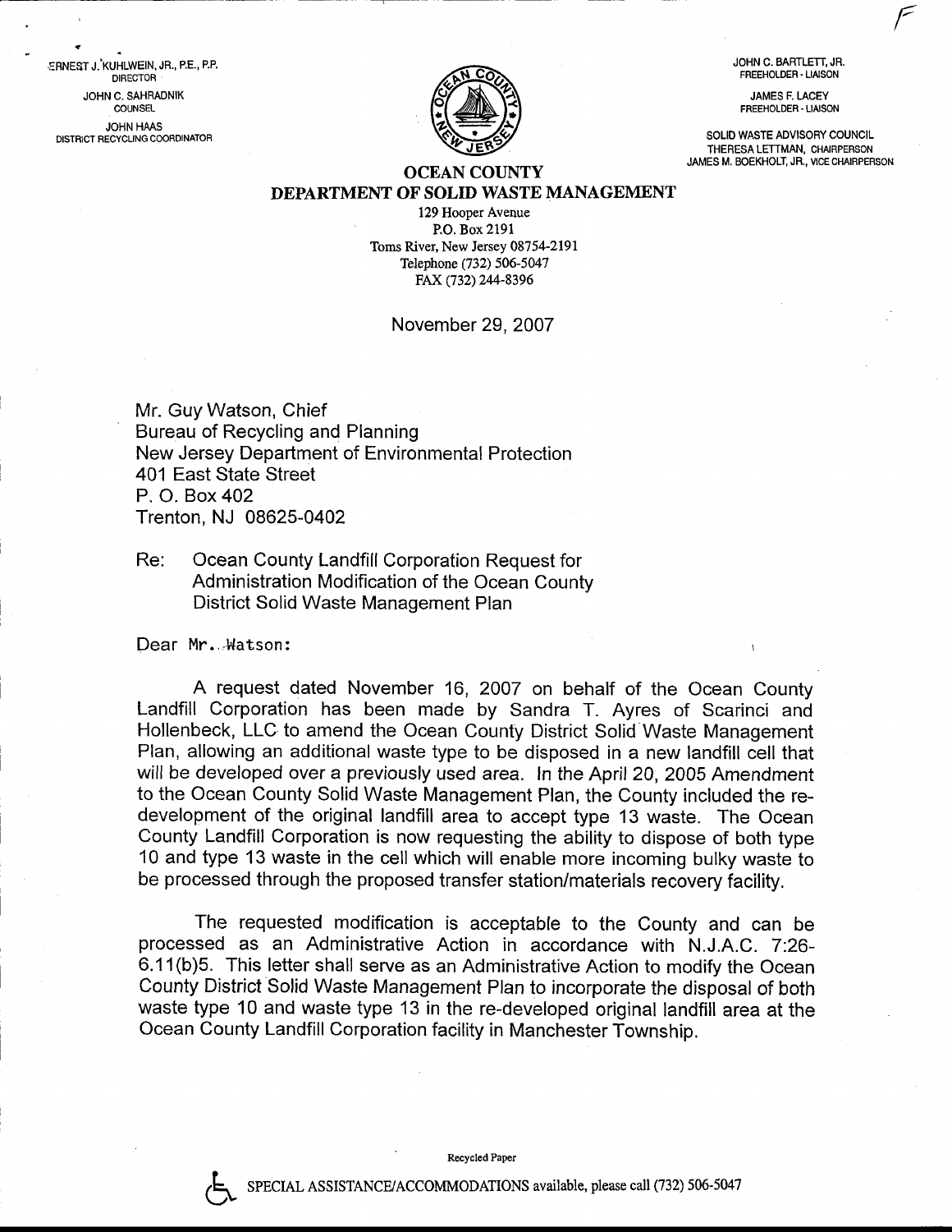ERNEST J. KUHLWEIN, JR., P.E., P.P.
DIRECTOR

JOHN C. SAHRADNIK
COUNSEL

JOHN HAAS
DISTRICT RECYCLING COORDINATOR

JOHN C. BARTLETT, JR.
FREEHOLDER - LIAISON

JAMES F. LACEY
FREEHOLDER - LIAISON

SOLID WASTE ADVISORY COUNCIL
THERESA LETTMAN, CHAIRPERSON
JAMES M. BOEKHOLT, JR., VICE CHAIRPERSON

**OCEAN COUNTY**
**DEPARTMENT OF SOLID WASTE MANAGEMENT**

129 Hooper Avenue
P.O. Box 2191
Toms River, New Jersey 08754-2191
Telephone (732) 506-5047
FAX (732) 244-8396

November 29, 2007

Mr. Guy Watson, Chief
Bureau of Recycling and Planning
New Jersey Department of Environmental Protection
401 East State Street
P. O. Box 402
Trenton, NJ 08625-0402

Re: Ocean County Landfill Corporation Request for Administration Modification of the Ocean County District Solid Waste Management Plan

Dear Mr. Watson:

A request dated November 16, 2007 on behalf of the Ocean County Landfill Corporation has been made by Sandra T. Ayres of Scarinci and Hollenbeck, LLC to amend the Ocean County District Solid Waste Management Plan, allowing an additional waste type to be disposed in a new landfill cell that will be developed over a previously used area. In the April 20, 2005 Amendment to the Ocean County Solid Waste Management Plan, the County included the re-development of the original landfill area to accept type 13 waste. The Ocean County Landfill Corporation is now requesting the ability to dispose of both type 10 and type 13 waste in the cell which will enable more incoming bulky waste to be processed through the proposed transfer station/materials recovery facility.

The requested modification is acceptable to the County and can be processed as an Administrative Action in accordance with N.J.A.C. 7:26-6.11(b)5. This letter shall serve as an Administrative Action to modify the Ocean County District Solid Waste Management Plan to incorporate the disposal of both waste type 10 and waste type 13 in the re-developed original landfill area at the Ocean County Landfill Corporation facility in Manchester Township.

Recycled Paper

SPECIAL ASSISTANCE/ACCOMMODATIONS available, please call (732) 506-5047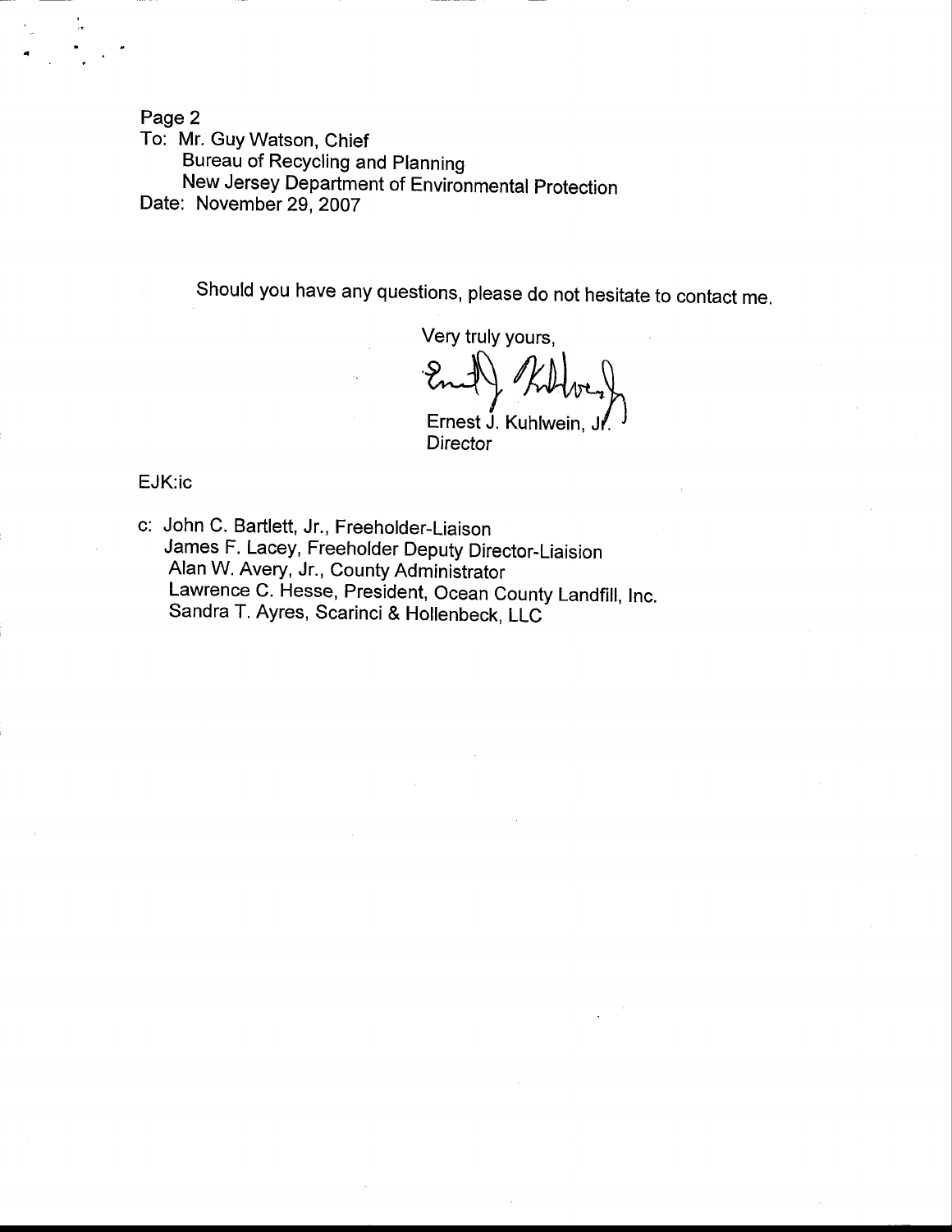Page 2
To: Mr. Guy Watson, Chief
Bureau of Recycling and Planning
New Jersey Department of Environmental Protection
Date: November 29, 2007

Should you have any questions, please do not hesitate to contact me.

Very truly yours,

Ernest J. Kuhlwein, Jr.
Director

EJK:ic

c: John C. Bartlett, Jr., Freeholder-Liaison
James F. Lacey, Freeholder Deputy Director-Liaision
Alan W. Avery, Jr., County Administrator
Lawrence C. Hesse, President, Ocean County Landfill, Inc.
Sandra T. Ayres, Scarinci & Hollenbeck, LLC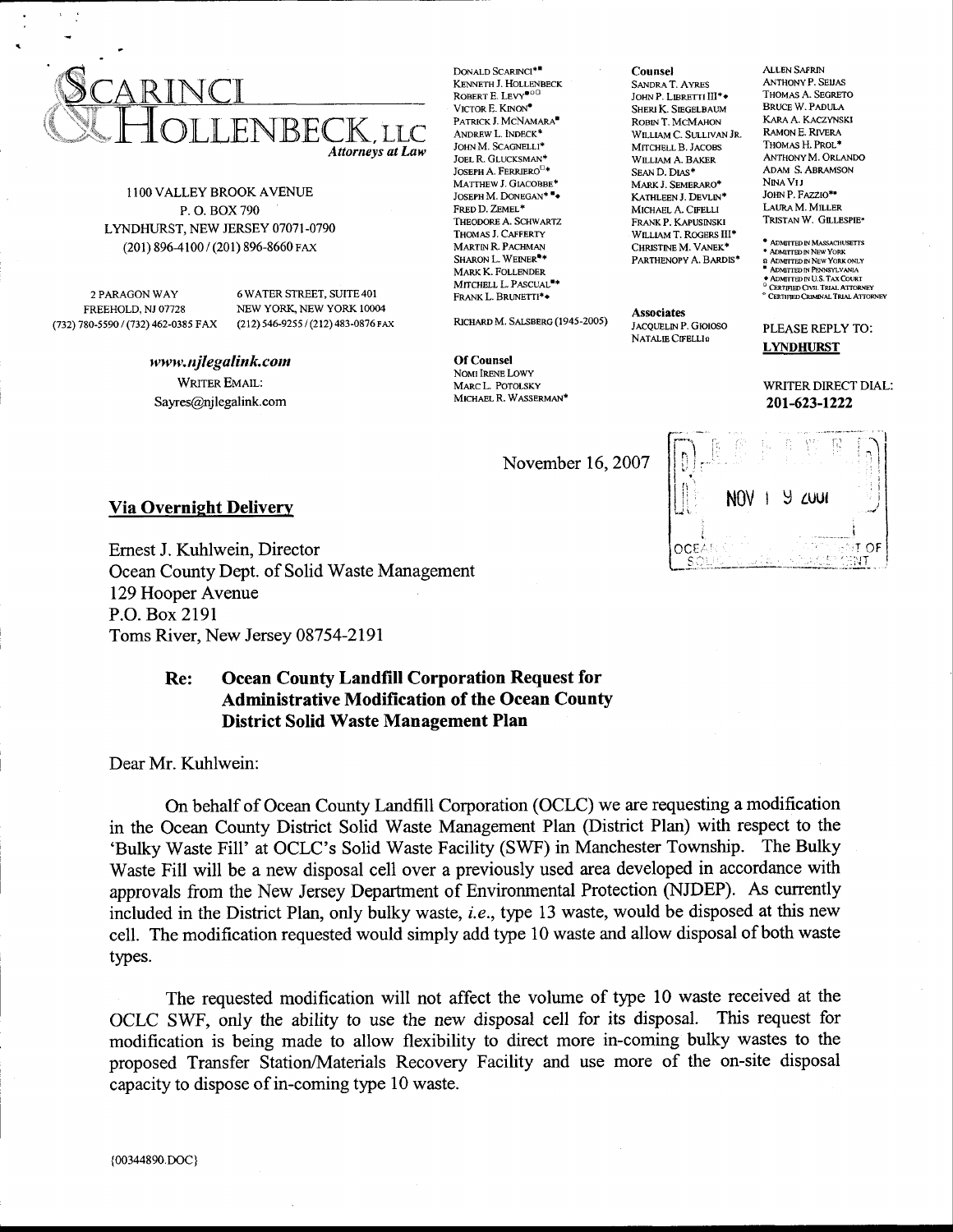# SCARINCI & HOLLENBECK, LLC

*Attorneys at Law*

1100 VALLEY BROOK AVENUE
P. O. BOX 790
LYNDHURST, NEW JERSEY 07071-0790
(201) 896-4100 / (201) 896-8660 FAX

2 PARAGON WAY
FREEHOLD, NJ 07728
(732) 780-5590 / (732) 462-0385 FAX

6 WATER STREET, SUITE 401
NEW YORK, NEW YORK 10004
(212) 546-9255 / (212) 483-0876 FAX

***www.njlegalink.com***

WRITER EMAIL:
Sayres@njlegalink.com

DONALD SCARINCI*■
KENNETH J. HOLLENBECK
ROBERT E. LEVY■○□
VICTOR E. KINON*
PATRICK J. MCNAMARA■
ANDREW L. INDECK*
JOHN M. SCAGNELLI*
JOEL R. GLUCKSMAN*
JOSEPH A. FERRIERO□*
MATTHEW J. GIACOBBE*
JOSEPH M. DONEGAN*■◆
FRED D. ZEMEL*
THEODORE A. SCHWARTZ
THOMAS J. CAFFERTY
MARTIN R. PACHMAN
SHARON L. WEINER■*
MARK K. FOLLENDER
MITCHELL L. PASCUAL■*
FRANK L. BRUNETTI*◆

RICHARD M. SALSBERG (1945-2005)

**Of Counsel**
NOMI IRENE LOWY
MARC L. POTOLSKY
MICHAEL R. WASSERMAN*

**Counsel**
SANDRA T. AYRES
JOHN P. LIBRETTI III*◆
SHERI K. SIEGELBAUM
ROBIN T. MCMAHON
WILLIAM C. SULLIVAN JR.
MITCHELL B. JACOBS
WILLIAM A. BAKER
SEAN D. DIAS*
MARK J. SEMERARO*
KATHLEEN J. DEVLIN*
MICHAEL A. CIFELLI
FRANK P. KAPUSINSKI
WILLIAM T. ROGERS III*
CHRISTINE M. VANEK*
PARTHENOPY A. BARDIS*

**Associates**
JACQUELIN P. GIOIOSO
NATALIE CIFELLI○

ALLEN SAFRIN
ANTHONY P. SEIJAS
THOMAS A. SEGRETO
BRUCE W. PADULA
KARA A. KACZYNSKI
RAMON E. RIVERA
THOMAS H. PROL*
ANTHONY M. ORLANDO
ADAM S. ABRAMSON
NINA VIJ
JOHN P. FAZZIO■*
LAURA M. MILLER
TRISTAN W. GILLESPIE*

* ADMITTED IN MASSACHUSETTS
* ADMITTED IN NEW YORK
○ ADMITTED IN NEW YORK ONLY
■ ADMITTED IN PENNSYLVANIA
◆ ADMITTED IN U.S. TAX COURT
□ CERTIFIED CIVIL TRIAL ATTORNEY
○ CERTIFIED CRIMINAL TRIAL ATTORNEY

PLEASE REPLY TO:
**LYNDHURST**

WRITER DIRECT DIAL:
**201-623-1222**

November 16, 2007

RECEIVED NOV 19 2007 OCEAN COUNTY DEPARTMENT OF SOLID WASTE MANAGEMENT

**Via Overnight Delivery**

Ernest J. Kuhlwein, Director
Ocean County Dept. of Solid Waste Management
129 Hooper Avenue
P.O. Box 2191
Toms River, New Jersey 08754-2191

**Re: Ocean County Landfill Corporation Request for Administrative Modification of the Ocean County District Solid Waste Management Plan**

Dear Mr. Kuhlwein:

On behalf of Ocean County Landfill Corporation (OCLC) we are requesting a modification in the Ocean County District Solid Waste Management Plan (District Plan) with respect to the 'Bulky Waste Fill' at OCLC's Solid Waste Facility (SWF) in Manchester Township. The Bulky Waste Fill will be a new disposal cell over a previously used area developed in accordance with approvals from the New Jersey Department of Environmental Protection (NJDEP). As currently included in the District Plan, only bulky waste, *i.e.*, type 13 waste, would be disposed at this new cell. The modification requested would simply add type 10 waste and allow disposal of both waste types.

The requested modification will not affect the volume of type 10 waste received at the OCLC SWF, only the ability to use the new disposal cell for its disposal. This request for modification is being made to allow flexibility to direct more in-coming bulky wastes to the proposed Transfer Station/Materials Recovery Facility and use more of the on-site disposal capacity to dispose of in-coming type 10 waste.

{00344890.DOC}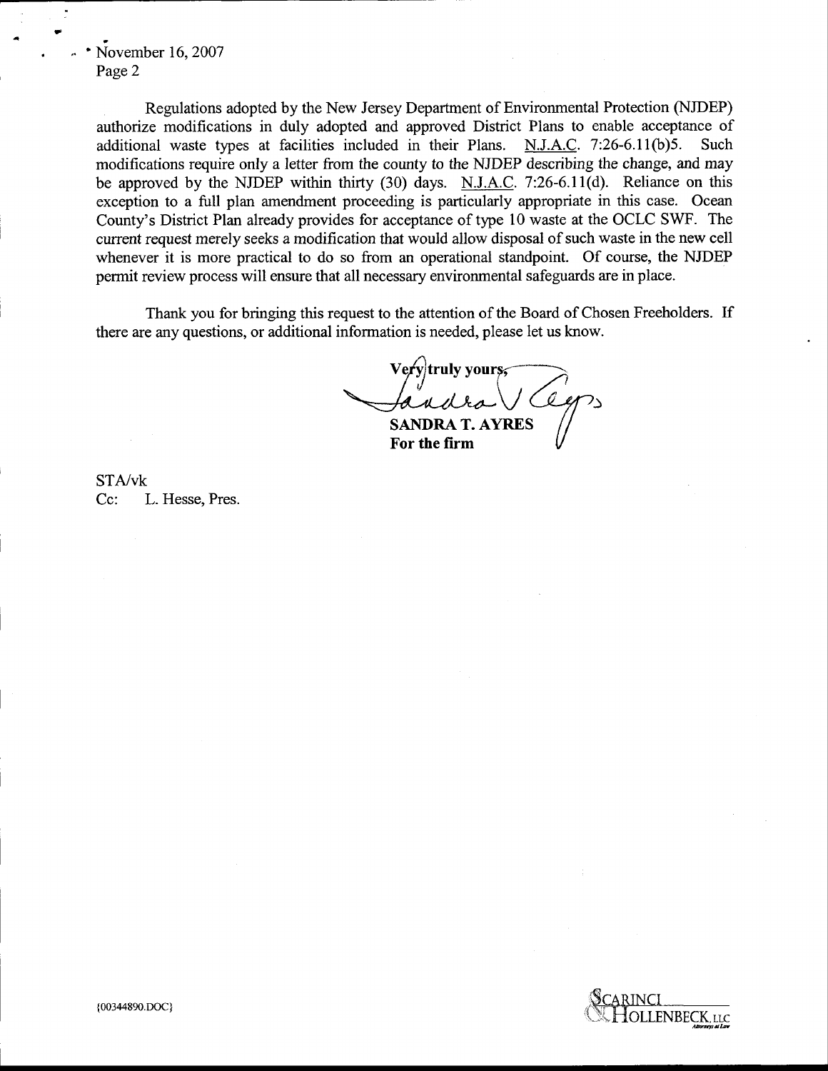November 16, 2007
Page 2

Regulations adopted by the New Jersey Department of Environmental Protection (NJDEP) authorize modifications in duly adopted and approved District Plans to enable acceptance of additional waste types at facilities included in their Plans. N.J.A.C. 7:26-6.11(b)5. Such modifications require only a letter from the county to the NJDEP describing the change, and may be approved by the NJDEP within thirty (30) days. N.J.A.C. 7:26-6.11(d). Reliance on this exception to a full plan amendment proceeding is particularly appropriate in this case. Ocean County's District Plan already provides for acceptance of type 10 waste at the OCLC SWF. The current request merely seeks a modification that would allow disposal of such waste in the new cell whenever it is more practical to do so from an operational standpoint. Of course, the NJDEP permit review process will ensure that all necessary environmental safeguards are in place.

Thank you for bringing this request to the attention of the Board of Chosen Freeholders. If there are any questions, or additional information is needed, please let us know.

Very truly yours,

**SANDRA T. AYRES**
**For the firm**

STA/vk
Cc: L. Hesse, Pres.

{00344890.DOC}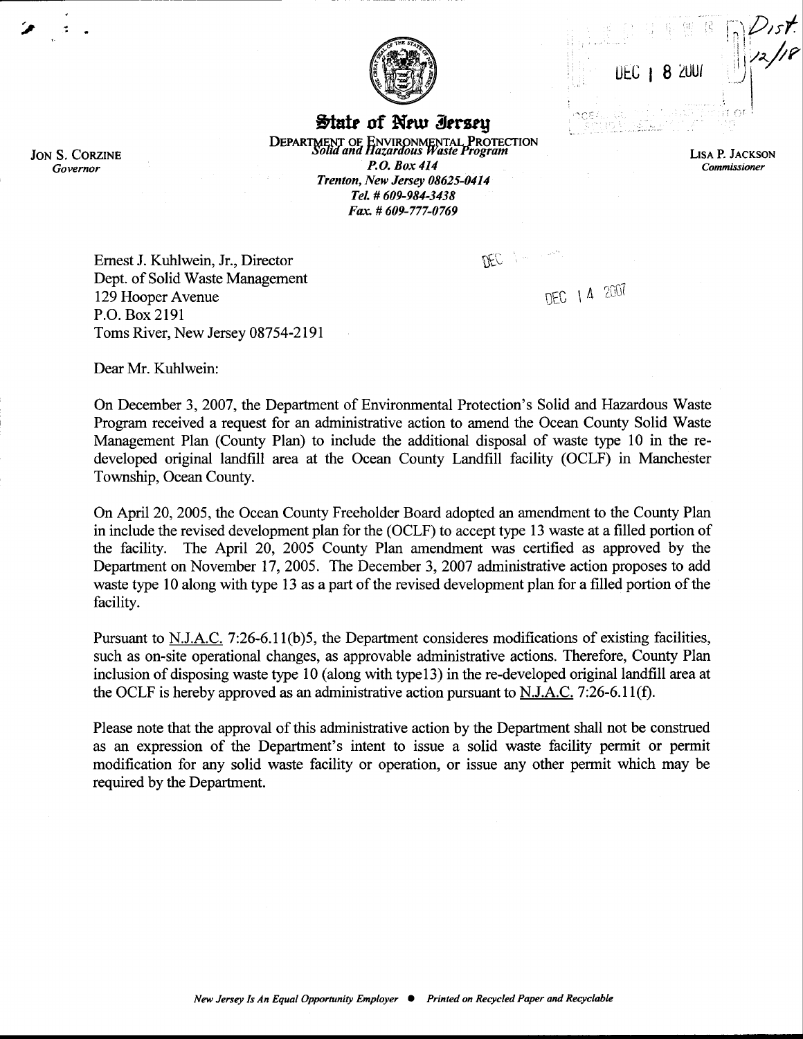State of New Jersey

DEPARTMENT OF ENVIRONMENTAL PROTECTION
*Solid and Hazardous Waste Program*
*P.O. Box 414*
*Trenton, New Jersey 08625-0414*
*Tel. # 609-984-3438*
*Fax. # 609-777-0769*

JON S. CORZINE
*Governor*

LISA P. JACKSON
*Commissioner*

DEC 18 2007

Dist. 12/18

Ernest J. Kuhlwein, Jr., Director
Dept. of Solid Waste Management
129 Hooper Avenue
P.O. Box 2191
Toms River, New Jersey 08754-2191

DEC 14 2007

Dear Mr. Kuhlwein:

On December 3, 2007, the Department of Environmental Protection's Solid and Hazardous Waste Program received a request for an administrative action to amend the Ocean County Solid Waste Management Plan (County Plan) to include the additional disposal of waste type 10 in the re-developed original landfill area at the Ocean County Landfill facility (OCLF) in Manchester Township, Ocean County.

On April 20, 2005, the Ocean County Freeholder Board adopted an amendment to the County Plan in include the revised development plan for the (OCLF) to accept type 13 waste at a filled portion of the facility. The April 20, 2005 County Plan amendment was certified as approved by the Department on November 17, 2005. The December 3, 2007 administrative action proposes to add waste type 10 along with type 13 as a part of the revised development plan for a filled portion of the facility.

Pursuant to N.J.A.C. 7:26-6.11(b)5, the Department consideres modifications of existing facilities, such as on-site operational changes, as approvable administrative actions. Therefore, County Plan inclusion of disposing waste type 10 (along with type13) in the re-developed original landfill area at the OCLF is hereby approved as an administrative action pursuant to N.J.A.C. 7:26-6.11(f).

Please note that the approval of this administrative action by the Department shall not be construed as an expression of the Department's intent to issue a solid waste facility permit or permit modification for any solid waste facility or operation, or issue any other permit which may be required by the Department.

*New Jersey Is An Equal Opportunity Employer • Printed on Recycled Paper and Recyclable*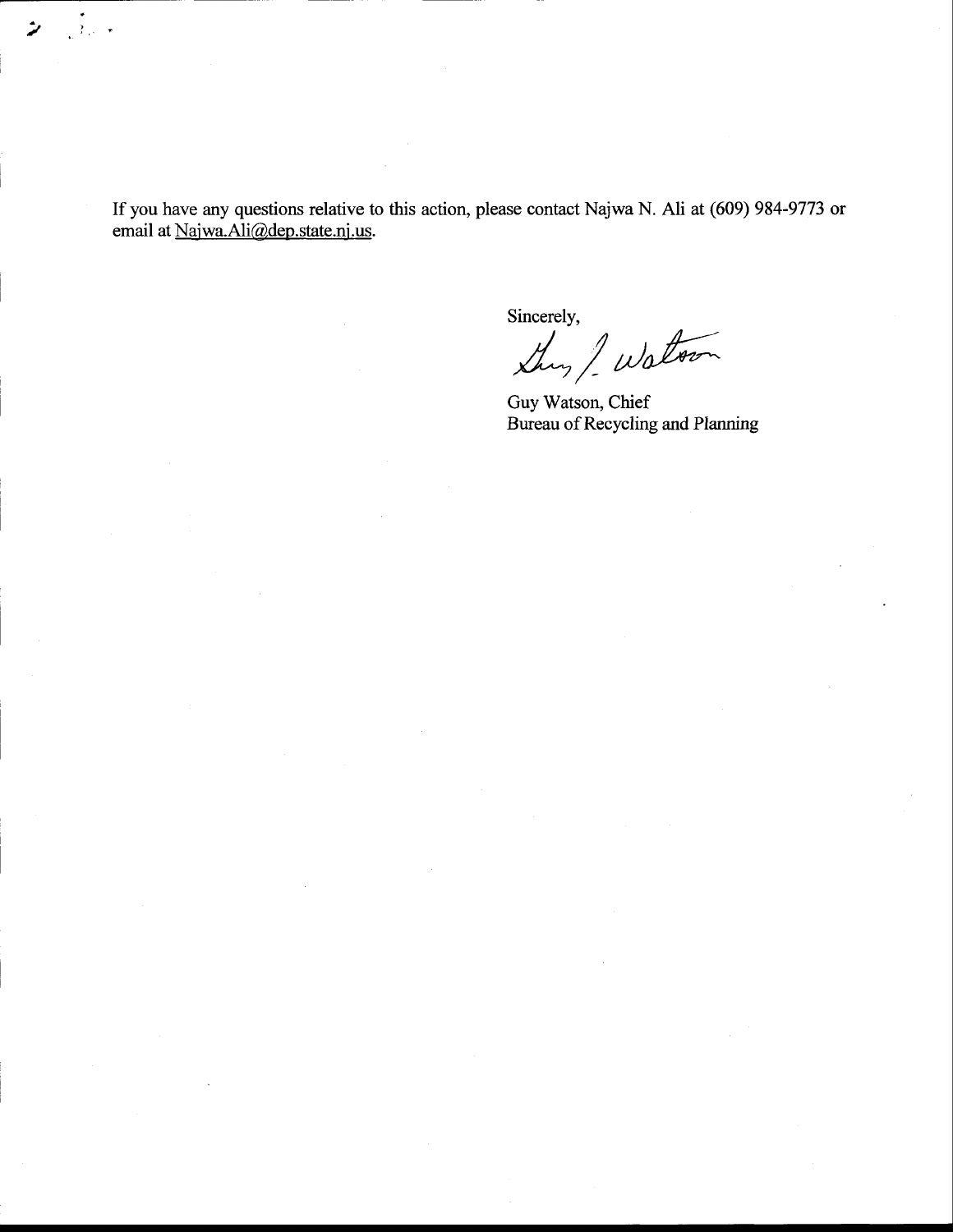If you have any questions relative to this action, please contact Najwa N. Ali at (609) 984-9773 or email at Najwa.Ali@dep.state.nj.us.

Sincerely,

Guy Watson, Chief
Bureau of Recycling and Planning